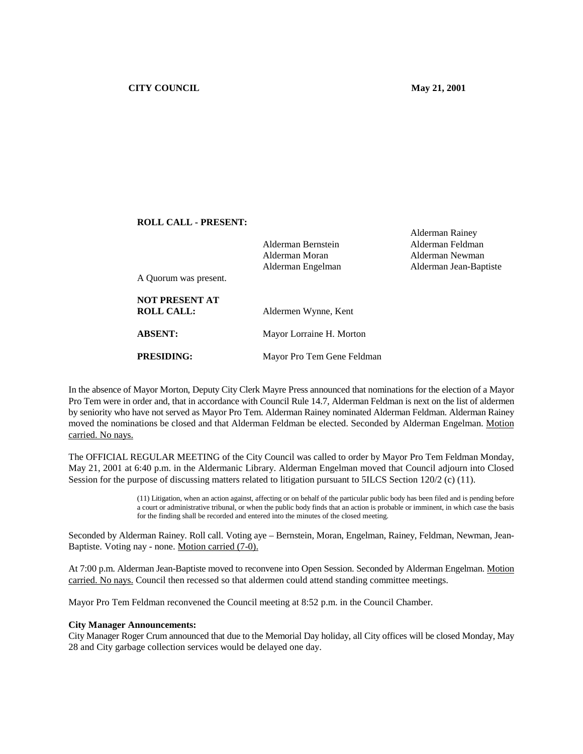**CITY COUNCIL** **May 21, 2001**

**ROLL CALL - PRESENT:**

| | | |
|---|---|---|
| | | Alderman Rainey |
| | Alderman Bernstein | Alderman Feldman |
| | Alderman Moran | Alderman Newman |
| | Alderman Engelman | Alderman Jean-Baptiste |

A Quorum was present.

| | |
|---|---|
| **NOT PRESENT AT ROLL CALL:** | Aldermen Wynne, Kent |
| **ABSENT:** | Mayor Lorraine H. Morton |
| **PRESIDING:** | Mayor Pro Tem Gene Feldman |

In the absence of Mayor Morton, Deputy City Clerk Mayre Press announced that nominations for the election of a Mayor Pro Tem were in order and, that in accordance with Council Rule 14.7, Alderman Feldman is next on the list of aldermen by seniority who have not served as Mayor Pro Tem. Alderman Rainey nominated Alderman Feldman. Alderman Rainey moved the nominations be closed and that Alderman Feldman be elected. Seconded by Alderman Engelman. Motion carried. No nays.

The OFFICIAL REGULAR MEETING of the City Council was called to order by Mayor Pro Tem Feldman Monday, May 21, 2001 at 6:40 p.m. in the Aldermanic Library. Alderman Engelman moved that Council adjourn into Closed Session for the purpose of discussing matters related to litigation pursuant to 5ILCS Section 120/2 (c) (11).

> (11) Litigation, when an action against, affecting or on behalf of the particular public body has been filed and is pending before a court or administrative tribunal, or when the public body finds that an action is probable or imminent, in which case the basis for the finding shall be recorded and entered into the minutes of the closed meeting.

Seconded by Alderman Rainey. Roll call. Voting aye – Bernstein, Moran, Engelman, Rainey, Feldman, Newman, Jean-Baptiste. Voting nay - none. Motion carried (7-0).

At 7:00 p.m. Alderman Jean-Baptiste moved to reconvene into Open Session. Seconded by Alderman Engelman. Motion carried. No nays. Council then recessed so that aldermen could attend standing committee meetings.

Mayor Pro Tem Feldman reconvened the Council meeting at 8:52 p.m. in the Council Chamber.

**City Manager Announcements:**
City Manager Roger Crum announced that due to the Memorial Day holiday, all City offices will be closed Monday, May 28 and City garbage collection services would be delayed one day.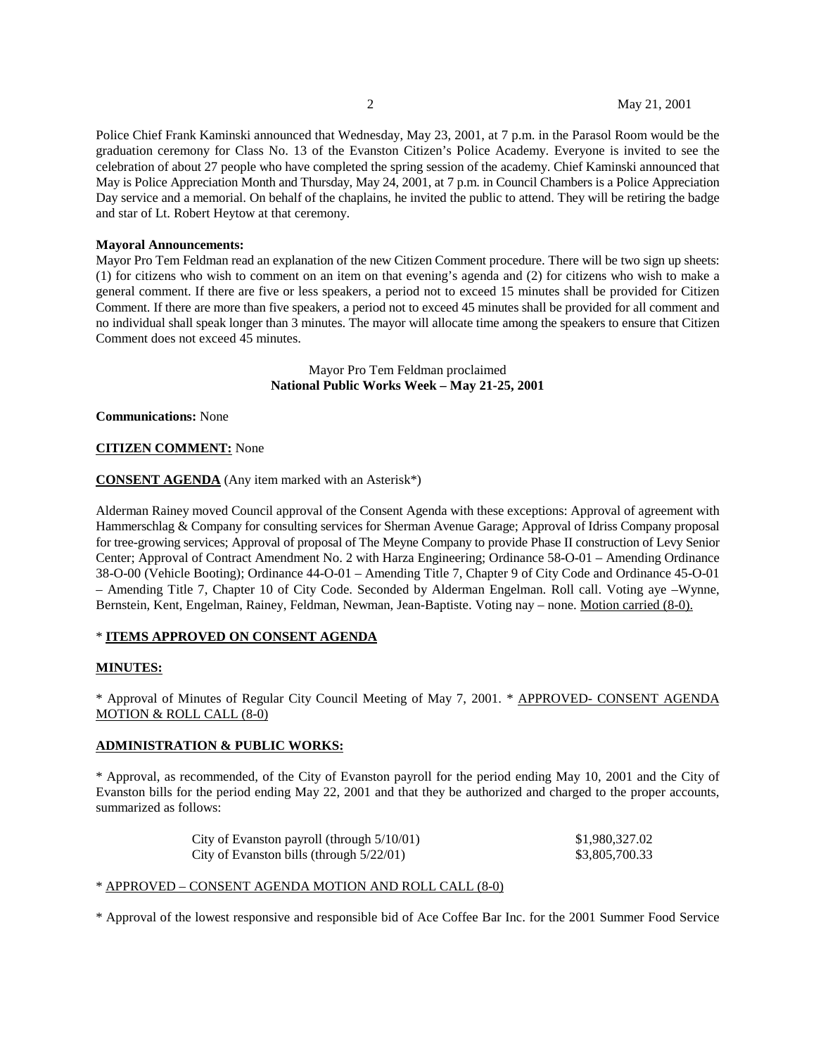Police Chief Frank Kaminski announced that Wednesday, May 23, 2001, at 7 p.m. in the Parasol Room would be the graduation ceremony for Class No. 13 of the Evanston Citizen's Police Academy. Everyone is invited to see the celebration of about 27 people who have completed the spring session of the academy. Chief Kaminski announced that May is Police Appreciation Month and Thursday, May 24, 2001, at 7 p.m. in Council Chambers is a Police Appreciation Day service and a memorial. On behalf of the chaplains, he invited the public to attend. They will be retiring the badge and star of Lt. Robert Heytow at that ceremony.

**Mayoral Announcements:**
Mayor Pro Tem Feldman read an explanation of the new Citizen Comment procedure. There will be two sign up sheets: (1) for citizens who wish to comment on an item on that evening's agenda and (2) for citizens who wish to make a general comment. If there are five or less speakers, a period not to exceed 15 minutes shall be provided for Citizen Comment. If there are more than five speakers, a period not to exceed 45 minutes shall be provided for all comment and no individual shall speak longer than 3 minutes. The mayor will allocate time among the speakers to ensure that Citizen Comment does not exceed 45 minutes.

Mayor Pro Tem Feldman proclaimed
**National Public Works Week – May 21-25, 2001**

**Communications:** None

**CITIZEN COMMENT:** None

**CONSENT AGENDA** (Any item marked with an Asterisk*)

Alderman Rainey moved Council approval of the Consent Agenda with these exceptions: Approval of agreement with Hammerschlag & Company for consulting services for Sherman Avenue Garage; Approval of Idriss Company proposal for tree-growing services; Approval of proposal of The Meyne Company to provide Phase II construction of Levy Senior Center; Approval of Contract Amendment No. 2 with Harza Engineering; Ordinance 58-O-01 – Amending Ordinance 38-O-00 (Vehicle Booting); Ordinance 44-O-01 – Amending Title 7, Chapter 9 of City Code and Ordinance 45-O-01 – Amending Title 7, Chapter 10 of City Code. Seconded by Alderman Engelman. Roll call. Voting aye –Wynne, Bernstein, Kent, Engelman, Rainey, Feldman, Newman, Jean-Baptiste. Voting nay – none. Motion carried (8-0).

\* **ITEMS APPROVED ON CONSENT AGENDA**

**MINUTES:**

\* Approval of Minutes of Regular City Council Meeting of May 7, 2001. * APPROVED- CONSENT AGENDA MOTION & ROLL CALL (8-0)

**ADMINISTRATION & PUBLIC WORKS:**

\* Approval, as recommended, of the City of Evanston payroll for the period ending May 10, 2001 and the City of Evanston bills for the period ending May 22, 2001 and that they be authorized and charged to the proper accounts, summarized as follows:

| | |
|---|---|
| City of Evanston payroll (through 5/10/01) | $1,980,327.02 |
| City of Evanston bills (through 5/22/01) | $3,805,700.33 |

\* APPROVED – CONSENT AGENDA MOTION AND ROLL CALL (8-0)

\* Approval of the lowest responsive and responsible bid of Ace Coffee Bar Inc. for the 2001 Summer Food Service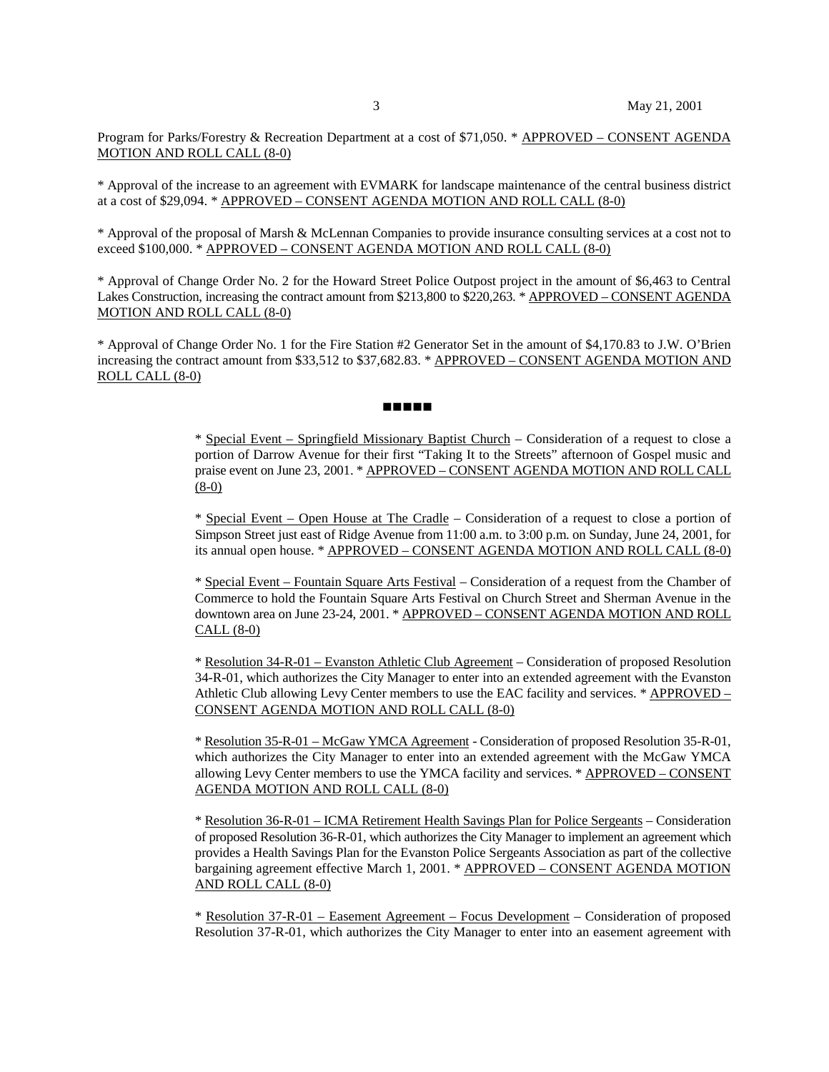Program for Parks/Forestry & Recreation Department at a cost of $71,050. * APPROVED – CONSENT AGENDA MOTION AND ROLL CALL (8-0)

* Approval of the increase to an agreement with EVMARK for landscape maintenance of the central business district at a cost of $29,094. * APPROVED – CONSENT AGENDA MOTION AND ROLL CALL (8-0)

* Approval of the proposal of Marsh & McLennan Companies to provide insurance consulting services at a cost not to exceed $100,000. * APPROVED – CONSENT AGENDA MOTION AND ROLL CALL (8-0)

* Approval of Change Order No. 2 for the Howard Street Police Outpost project in the amount of $6,463 to Central Lakes Construction, increasing the contract amount from $213,800 to $220,263. * APPROVED – CONSENT AGENDA MOTION AND ROLL CALL (8-0)

* Approval of Change Order No. 1 for the Fire Station #2 Generator Set in the amount of $4,170.83 to J.W. O'Brien increasing the contract amount from $33,512 to $37,682.83. * APPROVED – CONSENT AGENDA MOTION AND ROLL CALL (8-0)

■■■■■

* Special Event – Springfield Missionary Baptist Church – Consideration of a request to close a portion of Darrow Avenue for their first "Taking It to the Streets" afternoon of Gospel music and praise event on June 23, 2001. * APPROVED – CONSENT AGENDA MOTION AND ROLL CALL (8-0)

* Special Event – Open House at The Cradle – Consideration of a request to close a portion of Simpson Street just east of Ridge Avenue from 11:00 a.m. to 3:00 p.m. on Sunday, June 24, 2001, for its annual open house. * APPROVED – CONSENT AGENDA MOTION AND ROLL CALL (8-0)

* Special Event – Fountain Square Arts Festival – Consideration of a request from the Chamber of Commerce to hold the Fountain Square Arts Festival on Church Street and Sherman Avenue in the downtown area on June 23-24, 2001. * APPROVED – CONSENT AGENDA MOTION AND ROLL CALL (8-0)

* Resolution 34-R-01 – Evanston Athletic Club Agreement – Consideration of proposed Resolution 34-R-01, which authorizes the City Manager to enter into an extended agreement with the Evanston Athletic Club allowing Levy Center members to use the EAC facility and services. * APPROVED – CONSENT AGENDA MOTION AND ROLL CALL (8-0)

* Resolution 35-R-01 – McGaw YMCA Agreement - Consideration of proposed Resolution 35-R-01, which authorizes the City Manager to enter into an extended agreement with the McGaw YMCA allowing Levy Center members to use the YMCA facility and services. * APPROVED – CONSENT AGENDA MOTION AND ROLL CALL (8-0)

* Resolution 36-R-01 – ICMA Retirement Health Savings Plan for Police Sergeants – Consideration of proposed Resolution 36-R-01, which authorizes the City Manager to implement an agreement which provides a Health Savings Plan for the Evanston Police Sergeants Association as part of the collective bargaining agreement effective March 1, 2001. * APPROVED – CONSENT AGENDA MOTION AND ROLL CALL (8-0)

* Resolution 37-R-01 – Easement Agreement – Focus Development – Consideration of proposed Resolution 37-R-01, which authorizes the City Manager to enter into an easement agreement with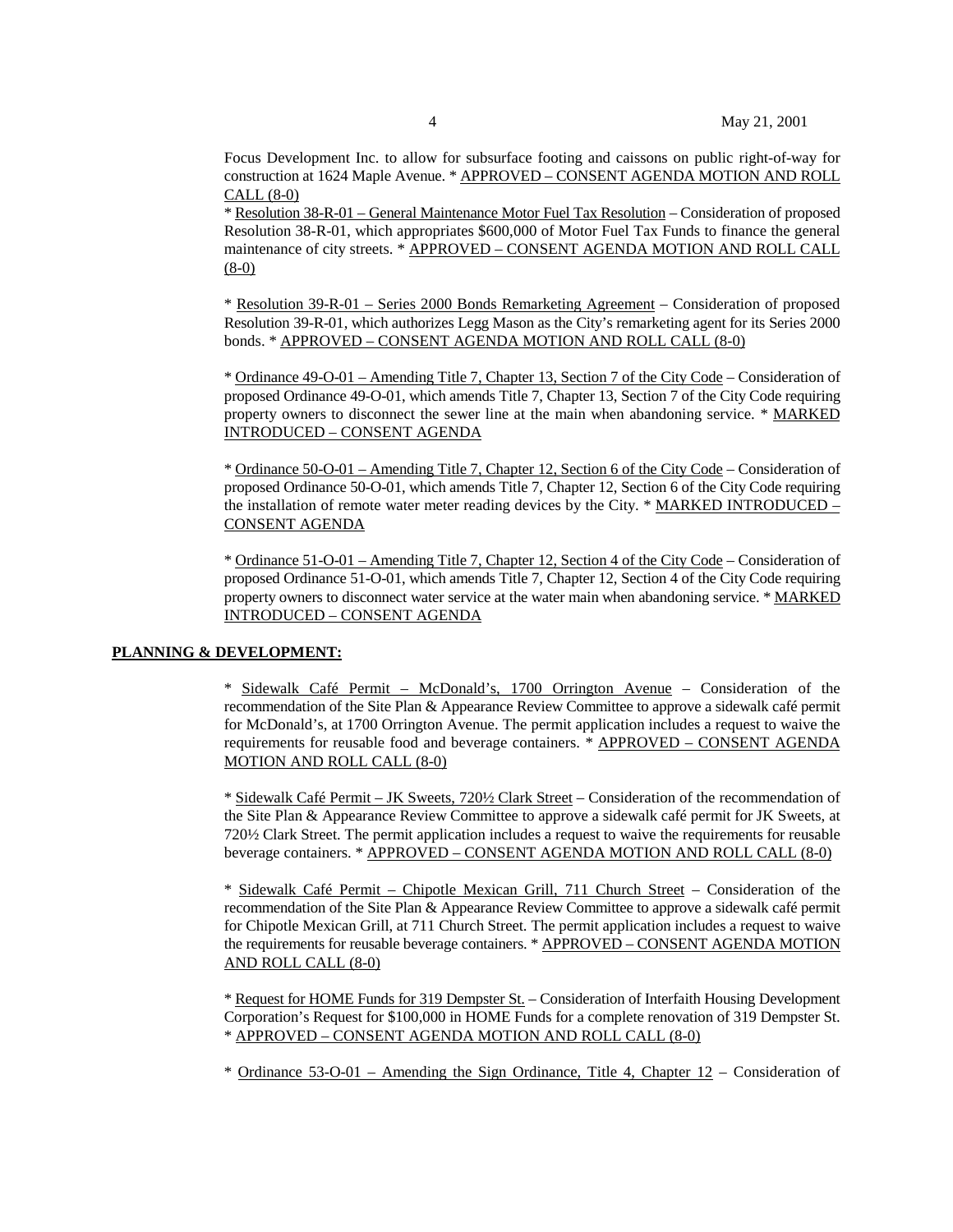Focus Development Inc. to allow for subsurface footing and caissons on public right-of-way for construction at 1624 Maple Avenue. * APPROVED – CONSENT AGENDA MOTION AND ROLL CALL (8-0)

* Resolution 38-R-01 – General Maintenance Motor Fuel Tax Resolution – Consideration of proposed Resolution 38-R-01, which appropriates $600,000 of Motor Fuel Tax Funds to finance the general maintenance of city streets. * APPROVED – CONSENT AGENDA MOTION AND ROLL CALL (8-0)

* Resolution 39-R-01 – Series 2000 Bonds Remarketing Agreement – Consideration of proposed Resolution 39-R-01, which authorizes Legg Mason as the City's remarketing agent for its Series 2000 bonds. * APPROVED – CONSENT AGENDA MOTION AND ROLL CALL (8-0)

* Ordinance 49-O-01 – Amending Title 7, Chapter 13, Section 7 of the City Code – Consideration of proposed Ordinance 49-O-01, which amends Title 7, Chapter 13, Section 7 of the City Code requiring property owners to disconnect the sewer line at the main when abandoning service. * MARKED INTRODUCED – CONSENT AGENDA

* Ordinance 50-O-01 – Amending Title 7, Chapter 12, Section 6 of the City Code – Consideration of proposed Ordinance 50-O-01, which amends Title 7, Chapter 12, Section 6 of the City Code requiring the installation of remote water meter reading devices by the City. * MARKED INTRODUCED – CONSENT AGENDA

* Ordinance 51-O-01 – Amending Title 7, Chapter 12, Section 4 of the City Code – Consideration of proposed Ordinance 51-O-01, which amends Title 7, Chapter 12, Section 4 of the City Code requiring property owners to disconnect water service at the water main when abandoning service. * MARKED INTRODUCED – CONSENT AGENDA

**PLANNING & DEVELOPMENT:**

* Sidewalk Café Permit – McDonald's, 1700 Orrington Avenue – Consideration of the recommendation of the Site Plan & Appearance Review Committee to approve a sidewalk café permit for McDonald's, at 1700 Orrington Avenue. The permit application includes a request to waive the requirements for reusable food and beverage containers. * APPROVED – CONSENT AGENDA MOTION AND ROLL CALL (8-0)

* Sidewalk Café Permit – JK Sweets, 720½ Clark Street – Consideration of the recommendation of the Site Plan & Appearance Review Committee to approve a sidewalk café permit for JK Sweets, at 720½ Clark Street. The permit application includes a request to waive the requirements for reusable beverage containers. * APPROVED – CONSENT AGENDA MOTION AND ROLL CALL (8-0)

* Sidewalk Café Permit – Chipotle Mexican Grill, 711 Church Street – Consideration of the recommendation of the Site Plan & Appearance Review Committee to approve a sidewalk café permit for Chipotle Mexican Grill, at 711 Church Street. The permit application includes a request to waive the requirements for reusable beverage containers. * APPROVED – CONSENT AGENDA MOTION AND ROLL CALL (8-0)

* Request for HOME Funds for 319 Dempster St. – Consideration of Interfaith Housing Development Corporation's Request for $100,000 in HOME Funds for a complete renovation of 319 Dempster St. * APPROVED – CONSENT AGENDA MOTION AND ROLL CALL (8-0)

* Ordinance 53-O-01 – Amending the Sign Ordinance, Title 4, Chapter 12 – Consideration of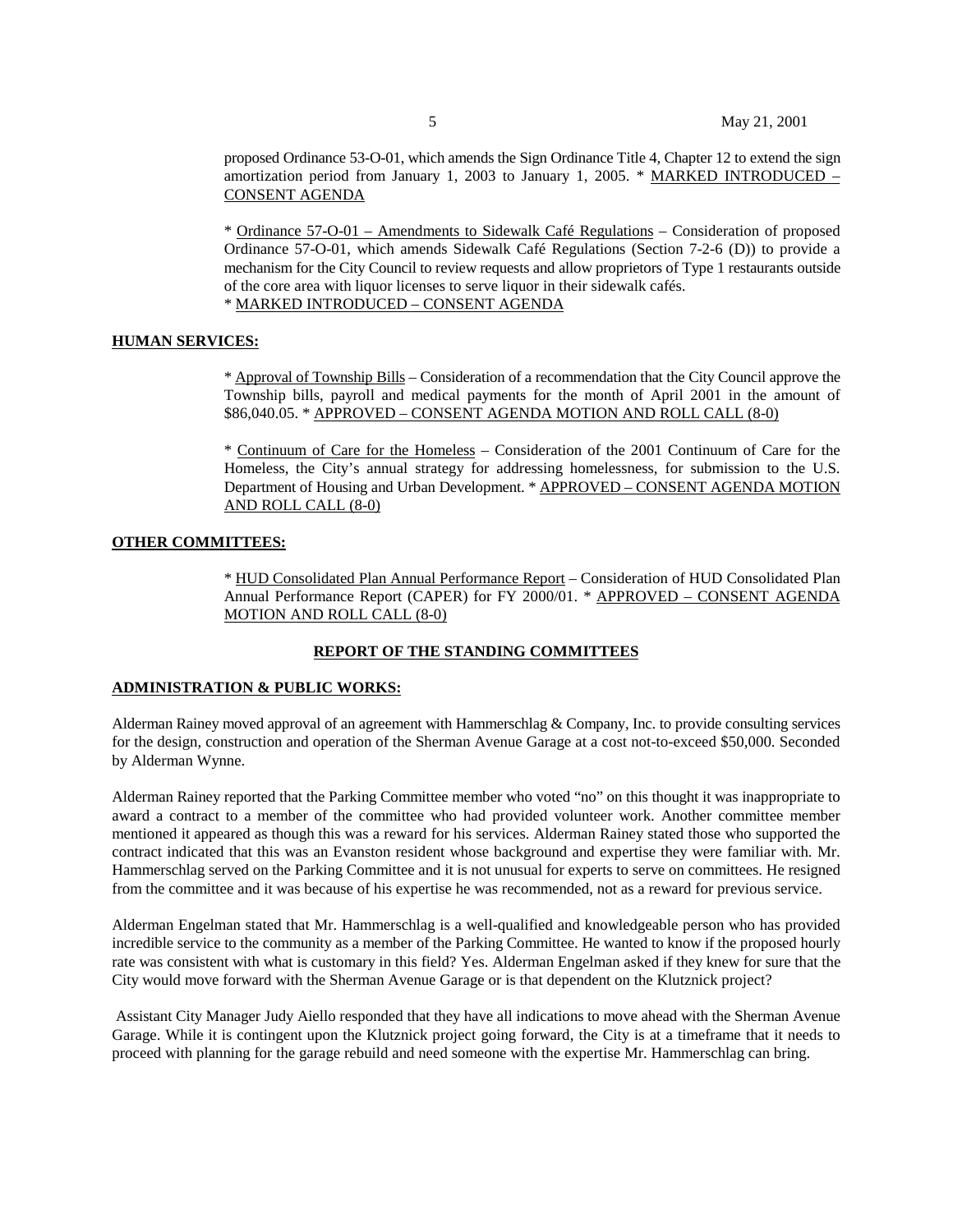proposed Ordinance 53-O-01, which amends the Sign Ordinance Title 4, Chapter 12 to extend the sign amortization period from January 1, 2003 to January 1, 2005. * MARKED INTRODUCED – CONSENT AGENDA

* Ordinance 57-O-01 – Amendments to Sidewalk Café Regulations – Consideration of proposed Ordinance 57-O-01, which amends Sidewalk Café Regulations (Section 7-2-6 (D)) to provide a mechanism for the City Council to review requests and allow proprietors of Type 1 restaurants outside of the core area with liquor licenses to serve liquor in their sidewalk cafés.
* MARKED INTRODUCED – CONSENT AGENDA

**HUMAN SERVICES:**

* Approval of Township Bills – Consideration of a recommendation that the City Council approve the Township bills, payroll and medical payments for the month of April 2001 in the amount of $86,040.05. * APPROVED – CONSENT AGENDA MOTION AND ROLL CALL (8-0)

* Continuum of Care for the Homeless – Consideration of the 2001 Continuum of Care for the Homeless, the City's annual strategy for addressing homelessness, for submission to the U.S. Department of Housing and Urban Development. * APPROVED – CONSENT AGENDA MOTION AND ROLL CALL (8-0)

**OTHER COMMITTEES:**

* HUD Consolidated Plan Annual Performance Report – Consideration of HUD Consolidated Plan Annual Performance Report (CAPER) for FY 2000/01. * APPROVED – CONSENT AGENDA MOTION AND ROLL CALL (8-0)

## REPORT OF THE STANDING COMMITTEES

**ADMINISTRATION & PUBLIC WORKS:**

Alderman Rainey moved approval of an agreement with Hammerschlag & Company, Inc. to provide consulting services for the design, construction and operation of the Sherman Avenue Garage at a cost not-to-exceed $50,000. Seconded by Alderman Wynne.

Alderman Rainey reported that the Parking Committee member who voted "no" on this thought it was inappropriate to award a contract to a member of the committee who had provided volunteer work. Another committee member mentioned it appeared as though this was a reward for his services. Alderman Rainey stated those who supported the contract indicated that this was an Evanston resident whose background and expertise they were familiar with. Mr. Hammerschlag served on the Parking Committee and it is not unusual for experts to serve on committees. He resigned from the committee and it was because of his expertise he was recommended, not as a reward for previous service.

Alderman Engelman stated that Mr. Hammerschlag is a well-qualified and knowledgeable person who has provided incredible service to the community as a member of the Parking Committee. He wanted to know if the proposed hourly rate was consistent with what is customary in this field? Yes. Alderman Engelman asked if they knew for sure that the City would move forward with the Sherman Avenue Garage or is that dependent on the Klutznick project?

Assistant City Manager Judy Aiello responded that they have all indications to move ahead with the Sherman Avenue Garage. While it is contingent upon the Klutznick project going forward, the City is at a timeframe that it needs to proceed with planning for the garage rebuild and need someone with the expertise Mr. Hammerschlag can bring.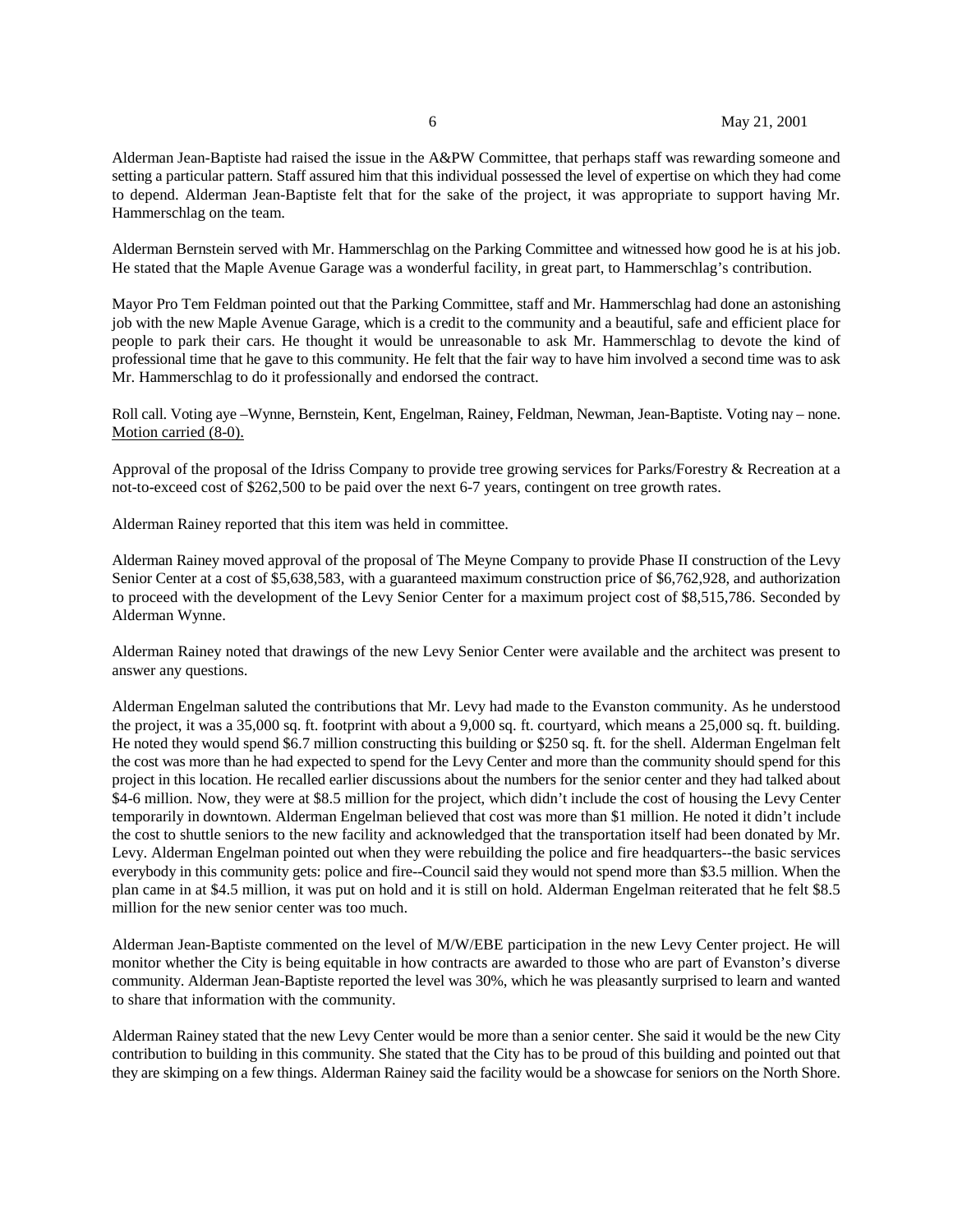Alderman Jean-Baptiste had raised the issue in the A&PW Committee, that perhaps staff was rewarding someone and setting a particular pattern. Staff assured him that this individual possessed the level of expertise on which they had come to depend. Alderman Jean-Baptiste felt that for the sake of the project, it was appropriate to support having Mr. Hammerschlag on the team.

Alderman Bernstein served with Mr. Hammerschlag on the Parking Committee and witnessed how good he is at his job. He stated that the Maple Avenue Garage was a wonderful facility, in great part, to Hammerschlag's contribution.

Mayor Pro Tem Feldman pointed out that the Parking Committee, staff and Mr. Hammerschlag had done an astonishing job with the new Maple Avenue Garage, which is a credit to the community and a beautiful, safe and efficient place for people to park their cars. He thought it would be unreasonable to ask Mr. Hammerschlag to devote the kind of professional time that he gave to this community. He felt that the fair way to have him involved a second time was to ask Mr. Hammerschlag to do it professionally and endorsed the contract.

Roll call. Voting aye –Wynne, Bernstein, Kent, Engelman, Rainey, Feldman, Newman, Jean-Baptiste. Voting nay – none. Motion carried (8-0).

Approval of the proposal of the Idriss Company to provide tree growing services for Parks/Forestry & Recreation at a not-to-exceed cost of $262,500 to be paid over the next 6-7 years, contingent on tree growth rates.

Alderman Rainey reported that this item was held in committee.

Alderman Rainey moved approval of the proposal of The Meyne Company to provide Phase II construction of the Levy Senior Center at a cost of $5,638,583, with a guaranteed maximum construction price of $6,762,928, and authorization to proceed with the development of the Levy Senior Center for a maximum project cost of $8,515,786. Seconded by Alderman Wynne.

Alderman Rainey noted that drawings of the new Levy Senior Center were available and the architect was present to answer any questions.

Alderman Engelman saluted the contributions that Mr. Levy had made to the Evanston community. As he understood the project, it was a 35,000 sq. ft. footprint with about a 9,000 sq. ft. courtyard, which means a 25,000 sq. ft. building. He noted they would spend $6.7 million constructing this building or $250 sq. ft. for the shell. Alderman Engelman felt the cost was more than he had expected to spend for the Levy Center and more than the community should spend for this project in this location. He recalled earlier discussions about the numbers for the senior center and they had talked about $4-6 million. Now, they were at $8.5 million for the project, which didn't include the cost of housing the Levy Center temporarily in downtown. Alderman Engelman believed that cost was more than $1 million. He noted it didn't include the cost to shuttle seniors to the new facility and acknowledged that the transportation itself had been donated by Mr. Levy. Alderman Engelman pointed out when they were rebuilding the police and fire headquarters--the basic services everybody in this community gets: police and fire--Council said they would not spend more than $3.5 million. When the plan came in at $4.5 million, it was put on hold and it is still on hold. Alderman Engelman reiterated that he felt $8.5 million for the new senior center was too much.

Alderman Jean-Baptiste commented on the level of M/W/EBE participation in the new Levy Center project. He will monitor whether the City is being equitable in how contracts are awarded to those who are part of Evanston's diverse community. Alderman Jean-Baptiste reported the level was 30%, which he was pleasantly surprised to learn and wanted to share that information with the community.

Alderman Rainey stated that the new Levy Center would be more than a senior center. She said it would be the new City contribution to building in this community. She stated that the City has to be proud of this building and pointed out that they are skimping on a few things. Alderman Rainey said the facility would be a showcase for seniors on the North Shore.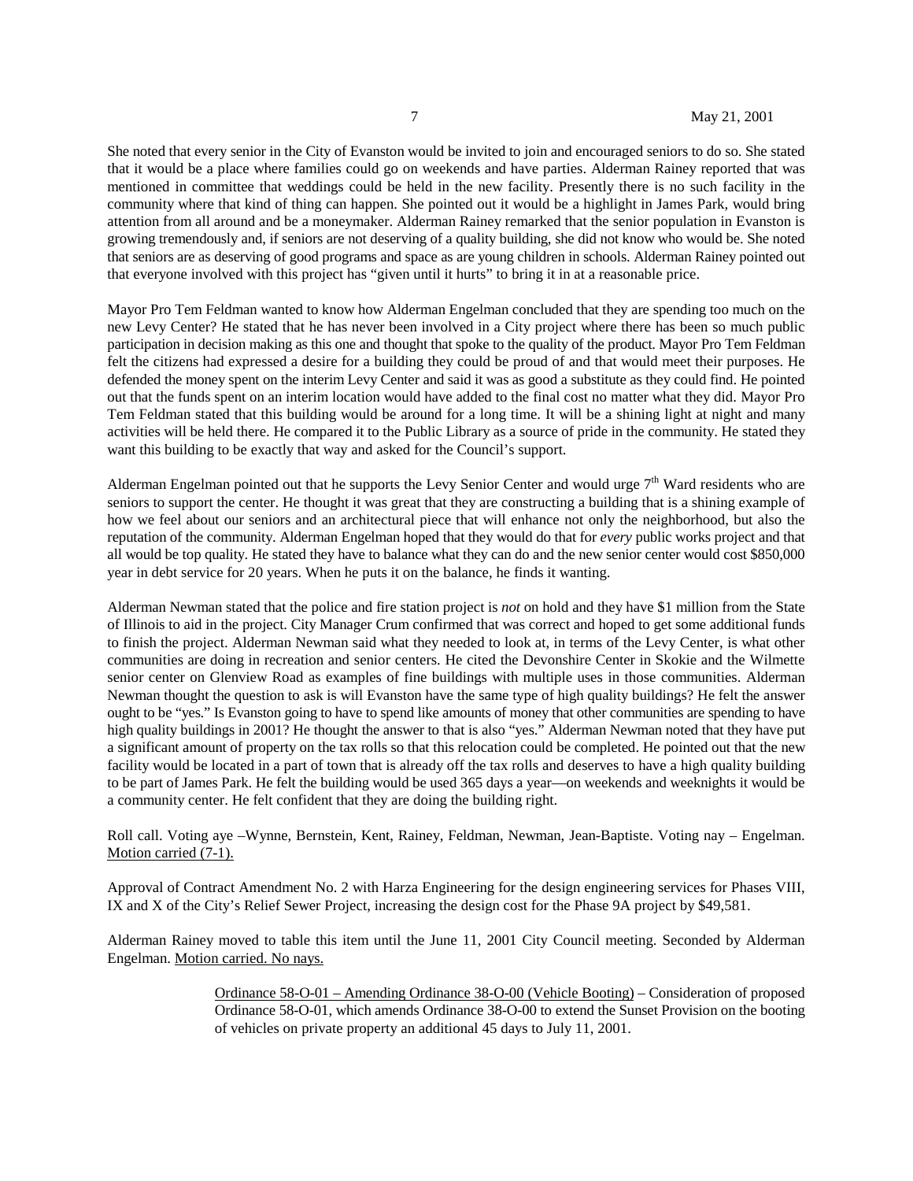She noted that every senior in the City of Evanston would be invited to join and encouraged seniors to do so. She stated that it would be a place where families could go on weekends and have parties. Alderman Rainey reported that was mentioned in committee that weddings could be held in the new facility. Presently there is no such facility in the community where that kind of thing can happen. She pointed out it would be a highlight in James Park, would bring attention from all around and be a moneymaker. Alderman Rainey remarked that the senior population in Evanston is growing tremendously and, if seniors are not deserving of a quality building, she did not know who would be. She noted that seniors are as deserving of good programs and space as are young children in schools. Alderman Rainey pointed out that everyone involved with this project has "given until it hurts" to bring it in at a reasonable price.

Mayor Pro Tem Feldman wanted to know how Alderman Engelman concluded that they are spending too much on the new Levy Center? He stated that he has never been involved in a City project where there has been so much public participation in decision making as this one and thought that spoke to the quality of the product. Mayor Pro Tem Feldman felt the citizens had expressed a desire for a building they could be proud of and that would meet their purposes. He defended the money spent on the interim Levy Center and said it was as good a substitute as they could find. He pointed out that the funds spent on an interim location would have added to the final cost no matter what they did. Mayor Pro Tem Feldman stated that this building would be around for a long time. It will be a shining light at night and many activities will be held there. He compared it to the Public Library as a source of pride in the community. He stated they want this building to be exactly that way and asked for the Council's support.

Alderman Engelman pointed out that he supports the Levy Senior Center and would urge 7th Ward residents who are seniors to support the center. He thought it was great that they are constructing a building that is a shining example of how we feel about our seniors and an architectural piece that will enhance not only the neighborhood, but also the reputation of the community. Alderman Engelman hoped that they would do that for *every* public works project and that all would be top quality. He stated they have to balance what they can do and the new senior center would cost $850,000 year in debt service for 20 years. When he puts it on the balance, he finds it wanting.

Alderman Newman stated that the police and fire station project is *not* on hold and they have $1 million from the State of Illinois to aid in the project. City Manager Crum confirmed that was correct and hoped to get some additional funds to finish the project. Alderman Newman said what they needed to look at, in terms of the Levy Center, is what other communities are doing in recreation and senior centers. He cited the Devonshire Center in Skokie and the Wilmette senior center on Glenview Road as examples of fine buildings with multiple uses in those communities. Alderman Newman thought the question to ask is will Evanston have the same type of high quality buildings? He felt the answer ought to be "yes." Is Evanston going to have to spend like amounts of money that other communities are spending to have high quality buildings in 2001? He thought the answer to that is also "yes." Alderman Newman noted that they have put a significant amount of property on the tax rolls so that this relocation could be completed. He pointed out that the new facility would be located in a part of town that is already off the tax rolls and deserves to have a high quality building to be part of James Park. He felt the building would be used 365 days a year—on weekends and weeknights it would be a community center. He felt confident that they are doing the building right.

Roll call. Voting aye –Wynne, Bernstein, Kent, Rainey, Feldman, Newman, Jean-Baptiste. Voting nay – Engelman. Motion carried (7-1).

Approval of Contract Amendment No. 2 with Harza Engineering for the design engineering services for Phases VIII, IX and X of the City's Relief Sewer Project, increasing the design cost for the Phase 9A project by $49,581.

Alderman Rainey moved to table this item until the June 11, 2001 City Council meeting. Seconded by Alderman Engelman. Motion carried. No nays.

Ordinance 58-O-01 – Amending Ordinance 38-O-00 (Vehicle Booting) – Consideration of proposed Ordinance 58-O-01, which amends Ordinance 38-O-00 to extend the Sunset Provision on the booting of vehicles on private property an additional 45 days to July 11, 2001.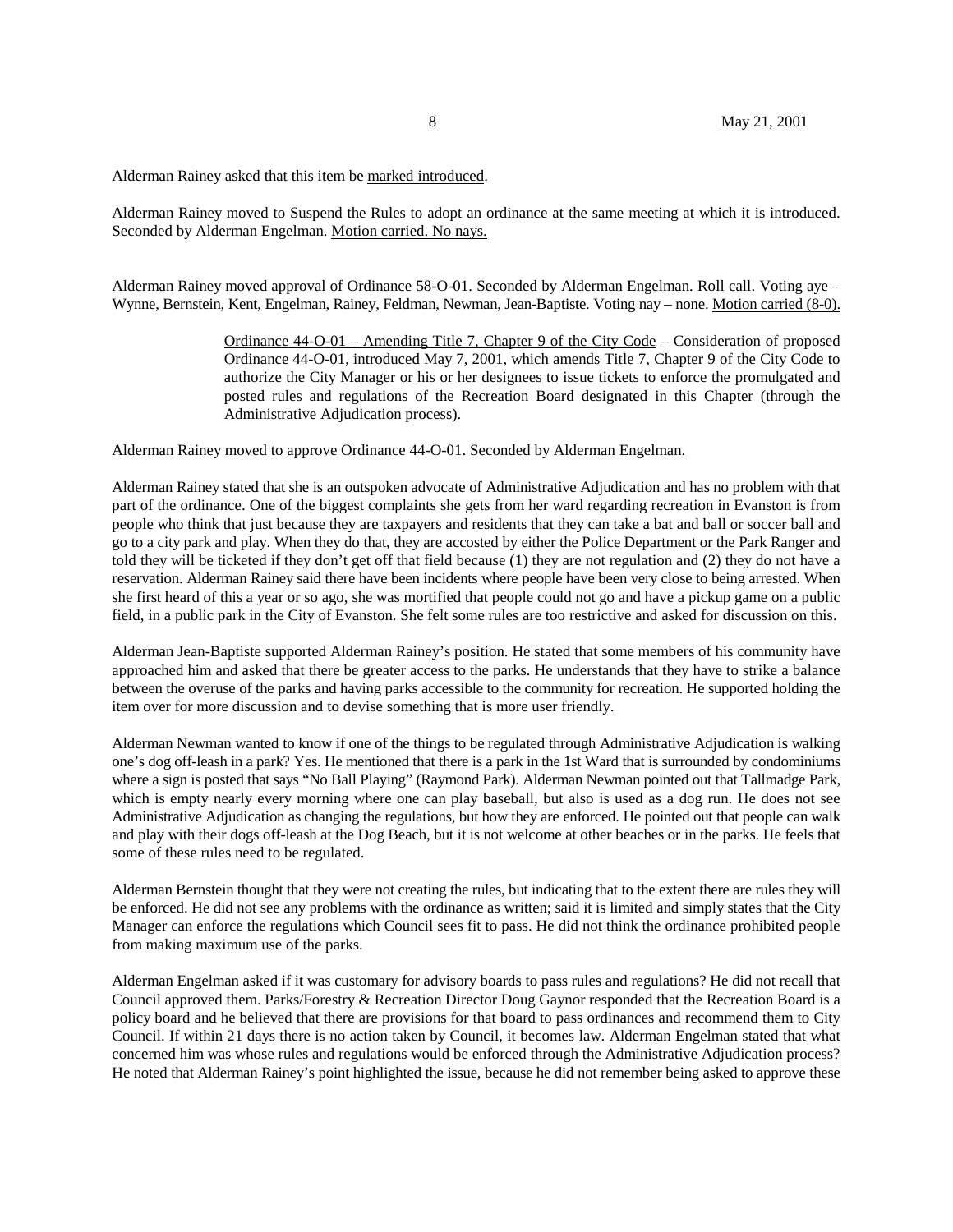Alderman Rainey asked that this item be marked introduced.

Alderman Rainey moved to Suspend the Rules to adopt an ordinance at the same meeting at which it is introduced. Seconded by Alderman Engelman. Motion carried. No nays.

Alderman Rainey moved approval of Ordinance 58-O-01. Seconded by Alderman Engelman. Roll call. Voting aye – Wynne, Bernstein, Kent, Engelman, Rainey, Feldman, Newman, Jean-Baptiste. Voting nay – none. Motion carried (8-0).

> Ordinance 44-O-01 – Amending Title 7, Chapter 9 of the City Code – Consideration of proposed Ordinance 44-O-01, introduced May 7, 2001, which amends Title 7, Chapter 9 of the City Code to authorize the City Manager or his or her designees to issue tickets to enforce the promulgated and posted rules and regulations of the Recreation Board designated in this Chapter (through the Administrative Adjudication process).

Alderman Rainey moved to approve Ordinance 44-O-01. Seconded by Alderman Engelman.

Alderman Rainey stated that she is an outspoken advocate of Administrative Adjudication and has no problem with that part of the ordinance. One of the biggest complaints she gets from her ward regarding recreation in Evanston is from people who think that just because they are taxpayers and residents that they can take a bat and ball or soccer ball and go to a city park and play. When they do that, they are accosted by either the Police Department or the Park Ranger and told they will be ticketed if they don't get off that field because (1) they are not regulation and (2) they do not have a reservation. Alderman Rainey said there have been incidents where people have been very close to being arrested. When she first heard of this a year or so ago, she was mortified that people could not go and have a pickup game on a public field, in a public park in the City of Evanston. She felt some rules are too restrictive and asked for discussion on this.

Alderman Jean-Baptiste supported Alderman Rainey's position. He stated that some members of his community have approached him and asked that there be greater access to the parks. He understands that they have to strike a balance between the overuse of the parks and having parks accessible to the community for recreation. He supported holding the item over for more discussion and to devise something that is more user friendly.

Alderman Newman wanted to know if one of the things to be regulated through Administrative Adjudication is walking one's dog off-leash in a park? Yes. He mentioned that there is a park in the 1st Ward that is surrounded by condominiums where a sign is posted that says "No Ball Playing" (Raymond Park). Alderman Newman pointed out that Tallmadge Park, which is empty nearly every morning where one can play baseball, but also is used as a dog run. He does not see Administrative Adjudication as changing the regulations, but how they are enforced. He pointed out that people can walk and play with their dogs off-leash at the Dog Beach, but it is not welcome at other beaches or in the parks. He feels that some of these rules need to be regulated.

Alderman Bernstein thought that they were not creating the rules, but indicating that to the extent there are rules they will be enforced. He did not see any problems with the ordinance as written; said it is limited and simply states that the City Manager can enforce the regulations which Council sees fit to pass. He did not think the ordinance prohibited people from making maximum use of the parks.

Alderman Engelman asked if it was customary for advisory boards to pass rules and regulations? He did not recall that Council approved them. Parks/Forestry & Recreation Director Doug Gaynor responded that the Recreation Board is a policy board and he believed that there are provisions for that board to pass ordinances and recommend them to City Council. If within 21 days there is no action taken by Council, it becomes law. Alderman Engelman stated that what concerned him was whose rules and regulations would be enforced through the Administrative Adjudication process? He noted that Alderman Rainey's point highlighted the issue, because he did not remember being asked to approve these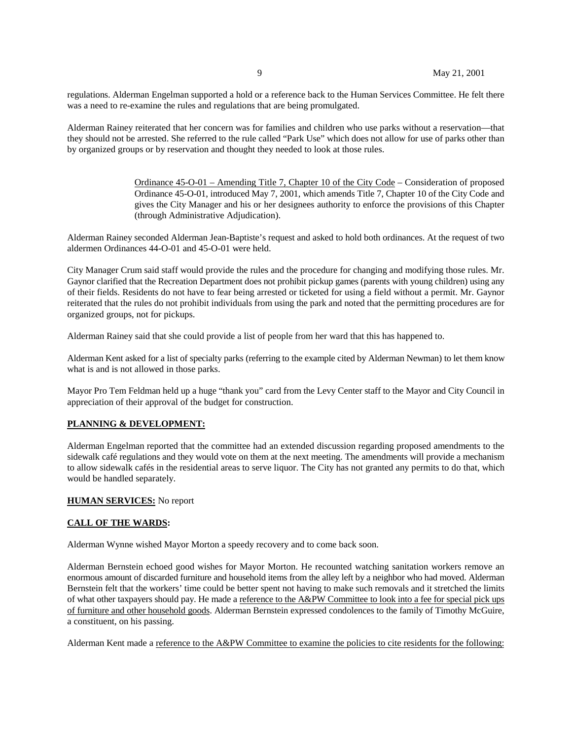regulations. Alderman Engelman supported a hold or a reference back to the Human Services Committee. He felt there was a need to re-examine the rules and regulations that are being promulgated.

Alderman Rainey reiterated that her concern was for families and children who use parks without a reservation—that they should not be arrested. She referred to the rule called "Park Use" which does not allow for use of parks other than by organized groups or by reservation and thought they needed to look at those rules.

> Ordinance 45-O-01 – Amending Title 7, Chapter 10 of the City Code – Consideration of proposed Ordinance 45-O-01, introduced May 7, 2001, which amends Title 7, Chapter 10 of the City Code and gives the City Manager and his or her designees authority to enforce the provisions of this Chapter (through Administrative Adjudication).

Alderman Rainey seconded Alderman Jean-Baptiste's request and asked to hold both ordinances. At the request of two aldermen Ordinances 44-O-01 and 45-O-01 were held.

City Manager Crum said staff would provide the rules and the procedure for changing and modifying those rules. Mr. Gaynor clarified that the Recreation Department does not prohibit pickup games (parents with young children) using any of their fields. Residents do not have to fear being arrested or ticketed for using a field without a permit. Mr. Gaynor reiterated that the rules do not prohibit individuals from using the park and noted that the permitting procedures are for organized groups, not for pickups.

Alderman Rainey said that she could provide a list of people from her ward that this has happened to.

Alderman Kent asked for a list of specialty parks (referring to the example cited by Alderman Newman) to let them know what is and is not allowed in those parks.

Mayor Pro Tem Feldman held up a huge "thank you" card from the Levy Center staff to the Mayor and City Council in appreciation of their approval of the budget for construction.

**PLANNING & DEVELOPMENT:**

Alderman Engelman reported that the committee had an extended discussion regarding proposed amendments to the sidewalk café regulations and they would vote on them at the next meeting. The amendments will provide a mechanism to allow sidewalk cafés in the residential areas to serve liquor. The City has not granted any permits to do that, which would be handled separately.

**HUMAN SERVICES:** No report

**CALL OF THE WARDS:**

Alderman Wynne wished Mayor Morton a speedy recovery and to come back soon.

Alderman Bernstein echoed good wishes for Mayor Morton. He recounted watching sanitation workers remove an enormous amount of discarded furniture and household items from the alley left by a neighbor who had moved. Alderman Bernstein felt that the workers' time could be better spent not having to make such removals and it stretched the limits of what other taxpayers should pay. He made a reference to the A&PW Committee to look into a fee for special pick ups of furniture and other household goods. Alderman Bernstein expressed condolences to the family of Timothy McGuire, a constituent, on his passing.

Alderman Kent made a reference to the A&PW Committee to examine the policies to cite residents for the following: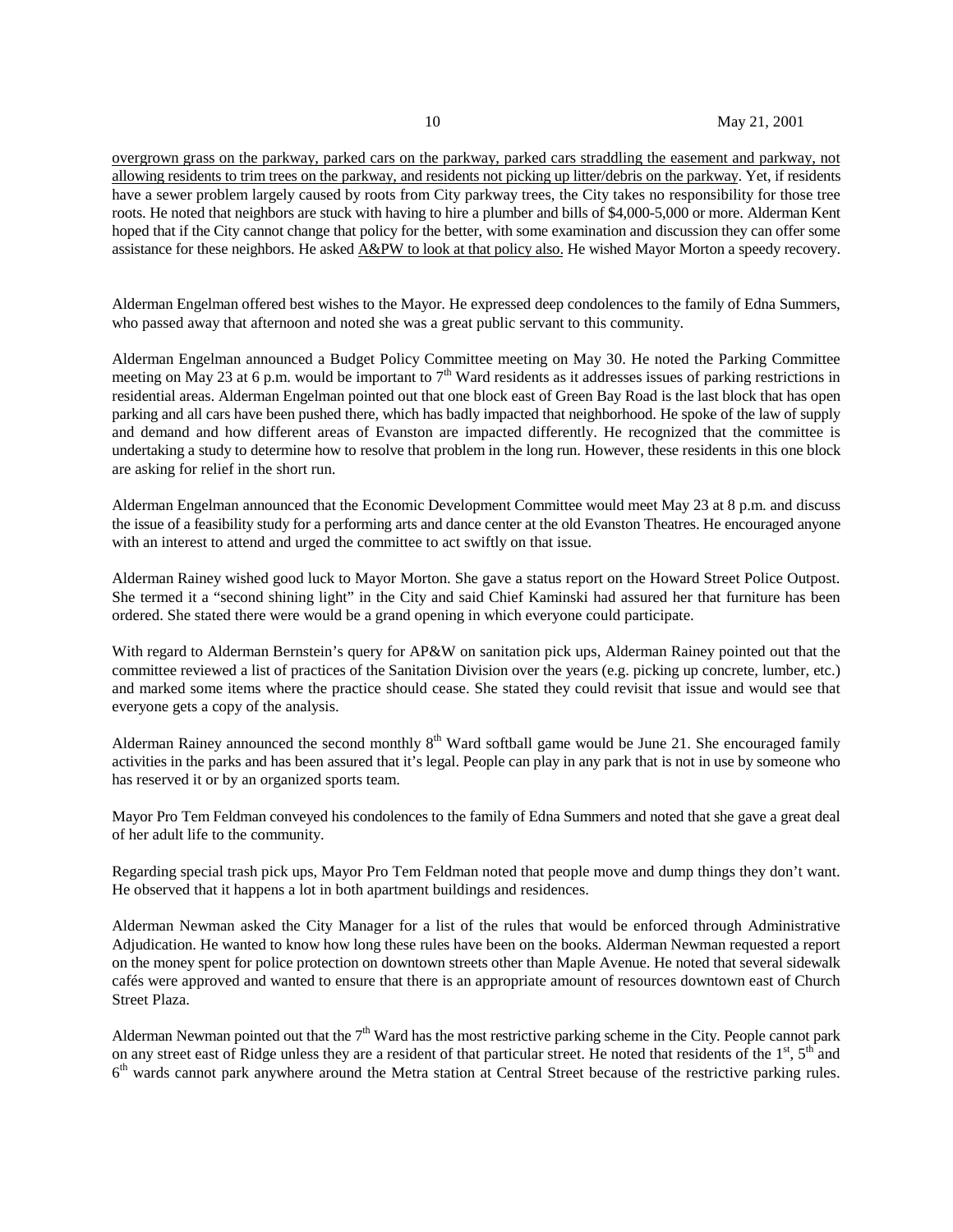overgrown grass on the parkway, parked cars on the parkway, parked cars straddling the easement and parkway, not allowing residents to trim trees on the parkway, and residents not picking up litter/debris on the parkway. Yet, if residents have a sewer problem largely caused by roots from City parkway trees, the City takes no responsibility for those tree roots. He noted that neighbors are stuck with having to hire a plumber and bills of $4,000-5,000 or more. Alderman Kent hoped that if the City cannot change that policy for the better, with some examination and discussion they can offer some assistance for these neighbors. He asked A&PW to look at that policy also. He wished Mayor Morton a speedy recovery.

Alderman Engelman offered best wishes to the Mayor. He expressed deep condolences to the family of Edna Summers, who passed away that afternoon and noted she was a great public servant to this community.

Alderman Engelman announced a Budget Policy Committee meeting on May 30. He noted the Parking Committee meeting on May 23 at 6 p.m. would be important to 7th Ward residents as it addresses issues of parking restrictions in residential areas. Alderman Engelman pointed out that one block east of Green Bay Road is the last block that has open parking and all cars have been pushed there, which has badly impacted that neighborhood. He spoke of the law of supply and demand and how different areas of Evanston are impacted differently. He recognized that the committee is undertaking a study to determine how to resolve that problem in the long run. However, these residents in this one block are asking for relief in the short run.

Alderman Engelman announced that the Economic Development Committee would meet May 23 at 8 p.m. and discuss the issue of a feasibility study for a performing arts and dance center at the old Evanston Theatres. He encouraged anyone with an interest to attend and urged the committee to act swiftly on that issue.

Alderman Rainey wished good luck to Mayor Morton. She gave a status report on the Howard Street Police Outpost. She termed it a "second shining light" in the City and said Chief Kaminski had assured her that furniture has been ordered. She stated there were would be a grand opening in which everyone could participate.

With regard to Alderman Bernstein's query for AP&W on sanitation pick ups, Alderman Rainey pointed out that the committee reviewed a list of practices of the Sanitation Division over the years (e.g. picking up concrete, lumber, etc.) and marked some items where the practice should cease. She stated they could revisit that issue and would see that everyone gets a copy of the analysis.

Alderman Rainey announced the second monthly 8th Ward softball game would be June 21. She encouraged family activities in the parks and has been assured that it's legal. People can play in any park that is not in use by someone who has reserved it or by an organized sports team.

Mayor Pro Tem Feldman conveyed his condolences to the family of Edna Summers and noted that she gave a great deal of her adult life to the community.

Regarding special trash pick ups, Mayor Pro Tem Feldman noted that people move and dump things they don't want. He observed that it happens a lot in both apartment buildings and residences.

Alderman Newman asked the City Manager for a list of the rules that would be enforced through Administrative Adjudication. He wanted to know how long these rules have been on the books. Alderman Newman requested a report on the money spent for police protection on downtown streets other than Maple Avenue. He noted that several sidewalk cafés were approved and wanted to ensure that there is an appropriate amount of resources downtown east of Church Street Plaza.

Alderman Newman pointed out that the 7th Ward has the most restrictive parking scheme in the City. People cannot park on any street east of Ridge unless they are a resident of that particular street. He noted that residents of the 1st, 5th and 6th wards cannot park anywhere around the Metra station at Central Street because of the restrictive parking rules.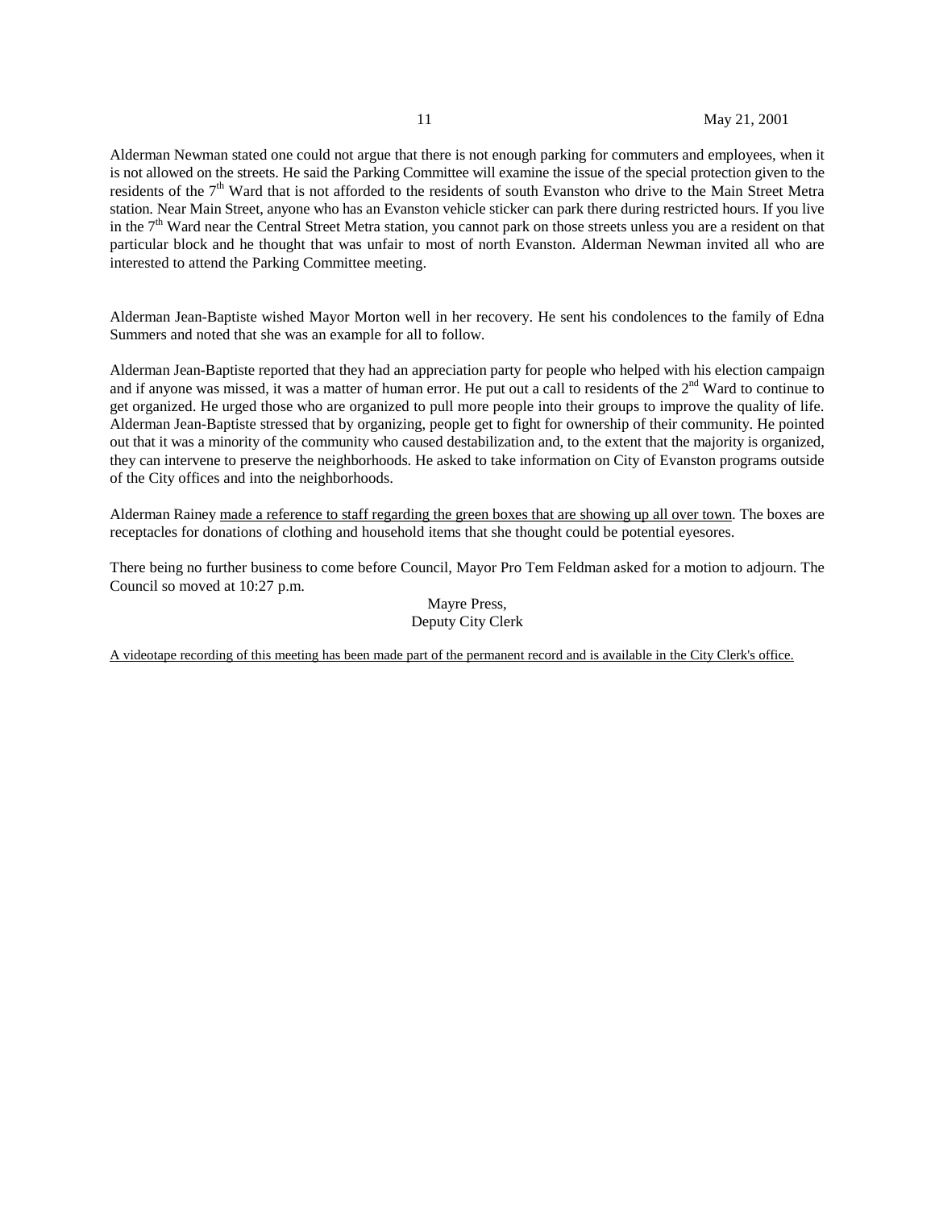Alderman Newman stated one could not argue that there is not enough parking for commuters and employees, when it is not allowed on the streets. He said the Parking Committee will examine the issue of the special protection given to the residents of the 7th Ward that is not afforded to the residents of south Evanston who drive to the Main Street Metra station. Near Main Street, anyone who has an Evanston vehicle sticker can park there during restricted hours. If you live in the 7th Ward near the Central Street Metra station, you cannot park on those streets unless you are a resident on that particular block and he thought that was unfair to most of north Evanston. Alderman Newman invited all who are interested to attend the Parking Committee meeting.

Alderman Jean-Baptiste wished Mayor Morton well in her recovery. He sent his condolences to the family of Edna Summers and noted that she was an example for all to follow.

Alderman Jean-Baptiste reported that they had an appreciation party for people who helped with his election campaign and if anyone was missed, it was a matter of human error. He put out a call to residents of the 2nd Ward to continue to get organized. He urged those who are organized to pull more people into their groups to improve the quality of life. Alderman Jean-Baptiste stressed that by organizing, people get to fight for ownership of their community. He pointed out that it was a minority of the community who caused destabilization and, to the extent that the majority is organized, they can intervene to preserve the neighborhoods. He asked to take information on City of Evanston programs outside of the City offices and into the neighborhoods.

Alderman Rainey made a reference to staff regarding the green boxes that are showing up all over town. The boxes are receptacles for donations of clothing and household items that she thought could be potential eyesores.

There being no further business to come before Council, Mayor Pro Tem Feldman asked for a motion to adjourn. The Council so moved at 10:27 p.m.

Mayre Press,
Deputy City Clerk

A videotape recording of this meeting has been made part of the permanent record and is available in the City Clerk's office.